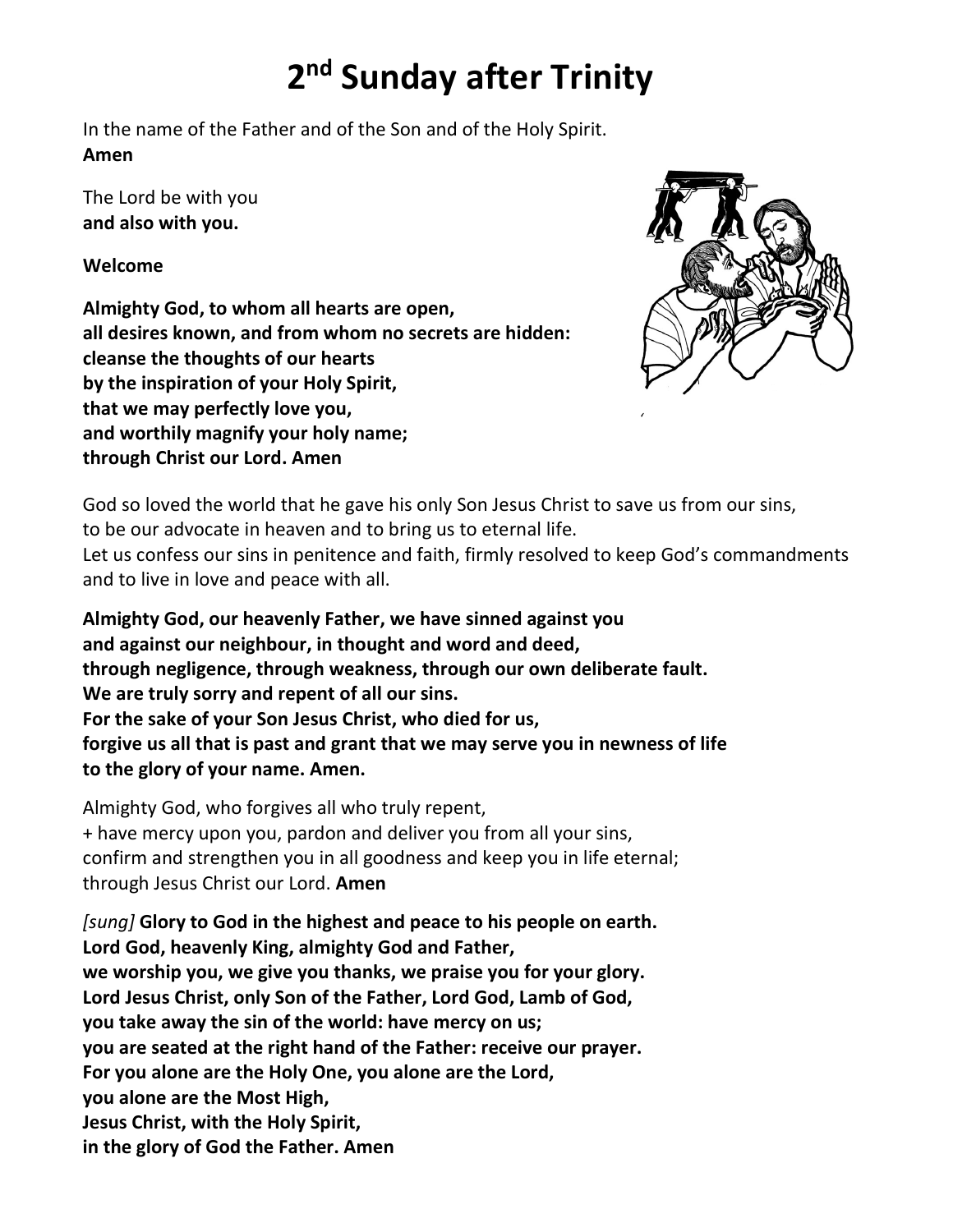# 2nd Sunday after Trinity

In the name of the Father and of the Son and of the Holy Spirit.
**Amen**

The Lord be with you
**and also with you.**

**Welcome**

**Almighty God, to whom all hearts are open,
all desires known, and from whom no secrets are hidden:
cleanse the thoughts of our hearts
by the inspiration of your Holy Spirit,
that we may perfectly love you,
and worthily magnify your holy name;
through Christ our Lord. Amen**

God so loved the world that he gave his only Son Jesus Christ to save us from our sins,
to be our advocate in heaven and to bring us to eternal life.
Let us confess our sins in penitence and faith, firmly resolved to keep God's commandments and to live in love and peace with all.

**Almighty God, our heavenly Father, we have sinned against you
and against our neighbour, in thought and word and deed,
through negligence, through weakness, through our own deliberate fault.
We are truly sorry and repent of all our sins.
For the sake of your Son Jesus Christ, who died for us,
forgive us all that is past and grant that we may serve you in newness of life
to the glory of your name. Amen.**

Almighty God, who forgives all who truly repent,
+ have mercy upon you, pardon and deliver you from all your sins,
confirm and strengthen you in all goodness and keep you in life eternal;
through Jesus Christ our Lord. **Amen**

*[sung]* **Glory to God in the highest and peace to his people on earth.
Lord God, heavenly King, almighty God and Father,
we worship you, we give you thanks, we praise you for your glory.
Lord Jesus Christ, only Son of the Father, Lord God, Lamb of God,
you take away the sin of the world: have mercy on us;
you are seated at the right hand of the Father: receive our prayer.
For you alone are the Holy One, you alone are the Lord,
you alone are the Most High,
Jesus Christ, with the Holy Spirit,
in the glory of God the Father. Amen**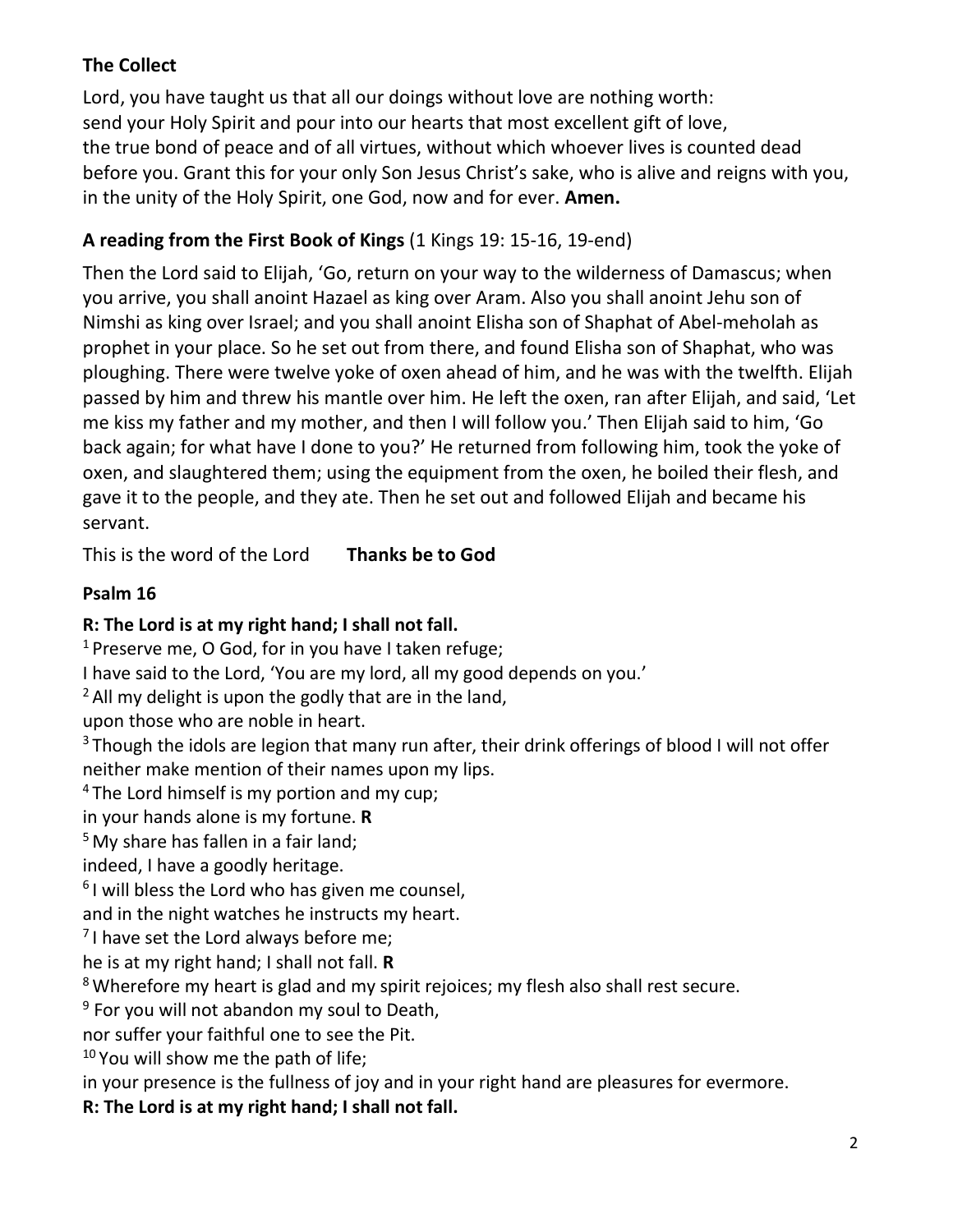**The Collect**

Lord, you have taught us that all our doings without love are nothing worth:
send your Holy Spirit and pour into our hearts that most excellent gift of love,
the true bond of peace and of all virtues, without which whoever lives is counted dead before you. Grant this for your only Son Jesus Christ's sake, who is alive and reigns with you, in the unity of the Holy Spirit, one God, now and for ever. **Amen.**

**A reading from the First Book of Kings** (1 Kings 19: 15-16, 19-end)

Then the Lord said to Elijah, 'Go, return on your way to the wilderness of Damascus; when you arrive, you shall anoint Hazael as king over Aram. Also you shall anoint Jehu son of Nimshi as king over Israel; and you shall anoint Elisha son of Shaphat of Abel-meholah as prophet in your place. So he set out from there, and found Elisha son of Shaphat, who was ploughing. There were twelve yoke of oxen ahead of him, and he was with the twelfth. Elijah passed by him and threw his mantle over him. He left the oxen, ran after Elijah, and said, 'Let me kiss my father and my mother, and then I will follow you.' Then Elijah said to him, 'Go back again; for what have I done to you?' He returned from following him, took the yoke of oxen, and slaughtered them; using the equipment from the oxen, he boiled their flesh, and gave it to the people, and they ate. Then he set out and followed Elijah and became his servant.

This is the word of the Lord **Thanks be to God**

**Psalm 16**

**R: The Lord is at my right hand; I shall not fall.**

1 Preserve me, O God, for in you have I taken refuge;
I have said to the Lord, 'You are my lord, all my good depends on you.'
2 All my delight is upon the godly that are in the land,
upon those who are noble in heart.
3 Though the idols are legion that many run after, their drink offerings of blood I will not offer neither make mention of their names upon my lips.
4 The Lord himself is my portion and my cup;
in your hands alone is my fortune. **R**
5 My share has fallen in a fair land;
indeed, I have a goodly heritage.
6 I will bless the Lord who has given me counsel,
and in the night watches he instructs my heart.
7 I have set the Lord always before me;
he is at my right hand; I shall not fall. **R**
8 Wherefore my heart is glad and my spirit rejoices; my flesh also shall rest secure.
9 For you will not abandon my soul to Death,
nor suffer your faithful one to see the Pit.
10 You will show me the path of life;
in your presence is the fullness of joy and in your right hand are pleasures for evermore.
**R: The Lord is at my right hand; I shall not fall.**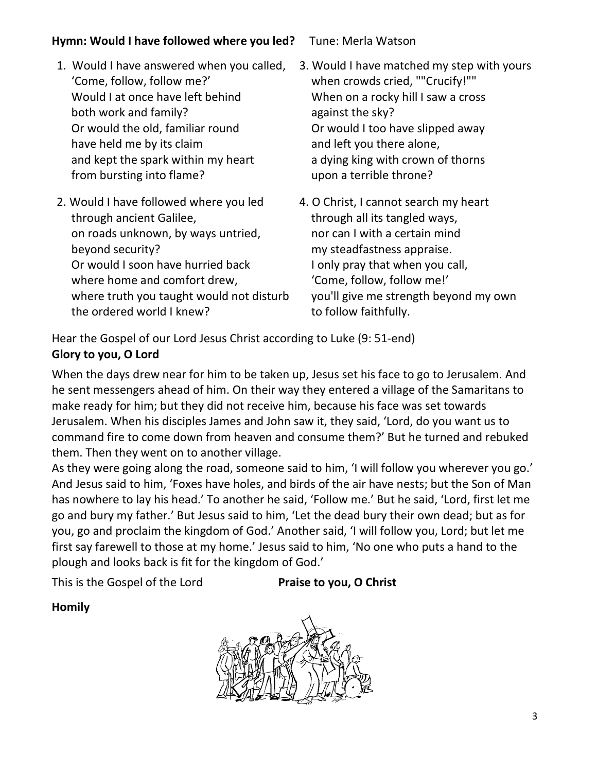**Hymn: Would I have followed where you led?** Tune: Merla Watson

1. Would I have answered when you called,
 'Come, follow, follow me?'
 Would I at once have left behind
 both work and family?
 Or would the old, familiar round
 have held me by its claim
 and kept the spark within my heart
 from bursting into flame?

2. Would I have followed where you led
 through ancient Galilee,
 on roads unknown, by ways untried,
 beyond security?
 Or would I soon have hurried back
 where home and comfort drew,
 where truth you taught would not disturb
 the ordered world I knew?

3. Would I have matched my step with yours
 when crowds cried, ""Crucify!""
 When on a rocky hill I saw a cross
 against the sky?
 Or would I too have slipped away
 and left you there alone,
 a dying king with crown of thorns
 upon a terrible throne?

4. O Christ, I cannot search my heart
 through all its tangled ways,
 nor can I with a certain mind
 my steadfastness appraise.
 I only pray that when you call,
 'Come, follow, follow me!'
 you'll give me strength beyond my own
 to follow faithfully.

Hear the Gospel of our Lord Jesus Christ according to Luke (9: 51-end)

**Glory to you, O Lord**

When the days drew near for him to be taken up, Jesus set his face to go to Jerusalem. And he sent messengers ahead of him. On their way they entered a village of the Samaritans to make ready for him; but they did not receive him, because his face was set towards Jerusalem. When his disciples James and John saw it, they said, 'Lord, do you want us to command fire to come down from heaven and consume them?' But he turned and rebuked them. Then they went on to another village.

As they were going along the road, someone said to him, 'I will follow you wherever you go.' And Jesus said to him, 'Foxes have holes, and birds of the air have nests; but the Son of Man has nowhere to lay his head.' To another he said, 'Follow me.' But he said, 'Lord, first let me go and bury my father.' But Jesus said to him, 'Let the dead bury their own dead; but as for you, go and proclaim the kingdom of God.' Another said, 'I will follow you, Lord; but let me first say farewell to those at my home.' Jesus said to him, 'No one who puts a hand to the plough and looks back is fit for the kingdom of God.'

This is the Gospel of the Lord **Praise to you, O Christ**

**Homily**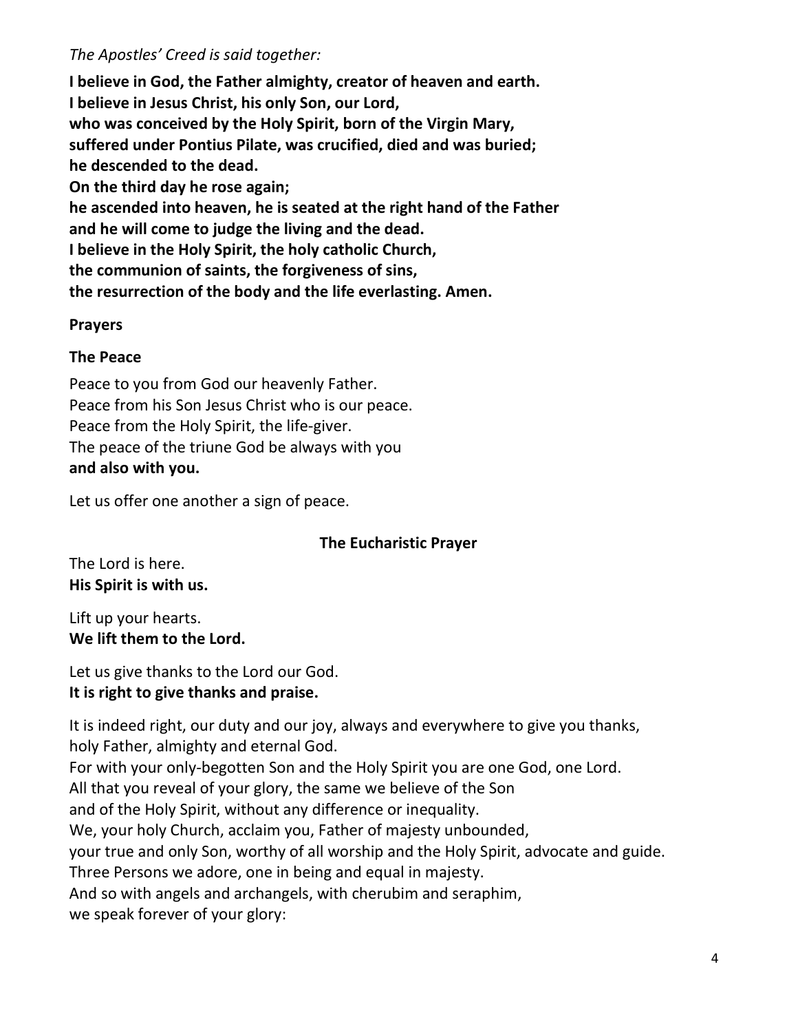*The Apostles' Creed is said together:*

**I believe in God, the Father almighty, creator of heaven and earth.**
**I believe in Jesus Christ, his only Son, our Lord,**
**who was conceived by the Holy Spirit, born of the Virgin Mary,**
**suffered under Pontius Pilate, was crucified, died and was buried;**
**he descended to the dead.**
**On the third day he rose again;**
**he ascended into heaven, he is seated at the right hand of the Father**
**and he will come to judge the living and the dead.**
**I believe in the Holy Spirit, the holy catholic Church,**
**the communion of saints, the forgiveness of sins,**
**the resurrection of the body and the life everlasting. Amen.**

**Prayers**

**The Peace**

Peace to you from God our heavenly Father.
Peace from his Son Jesus Christ who is our peace.
Peace from the Holy Spirit, the life-giver.
The peace of the triune God be always with you
**and also with you.**

Let us offer one another a sign of peace.

## The Eucharistic Prayer

The Lord is here.
**His Spirit is with us.**

Lift up your hearts.
**We lift them to the Lord.**

Let us give thanks to the Lord our God.
**It is right to give thanks and praise.**

It is indeed right, our duty and our joy, always and everywhere to give you thanks,
holy Father, almighty and eternal God.
For with your only-begotten Son and the Holy Spirit you are one God, one Lord.
All that you reveal of your glory, the same we believe of the Son
and of the Holy Spirit, without any difference or inequality.
We, your holy Church, acclaim you, Father of majesty unbounded,
your true and only Son, worthy of all worship and the Holy Spirit, advocate and guide.
Three Persons we adore, one in being and equal in majesty.
And so with angels and archangels, with cherubim and seraphim,
we speak forever of your glory: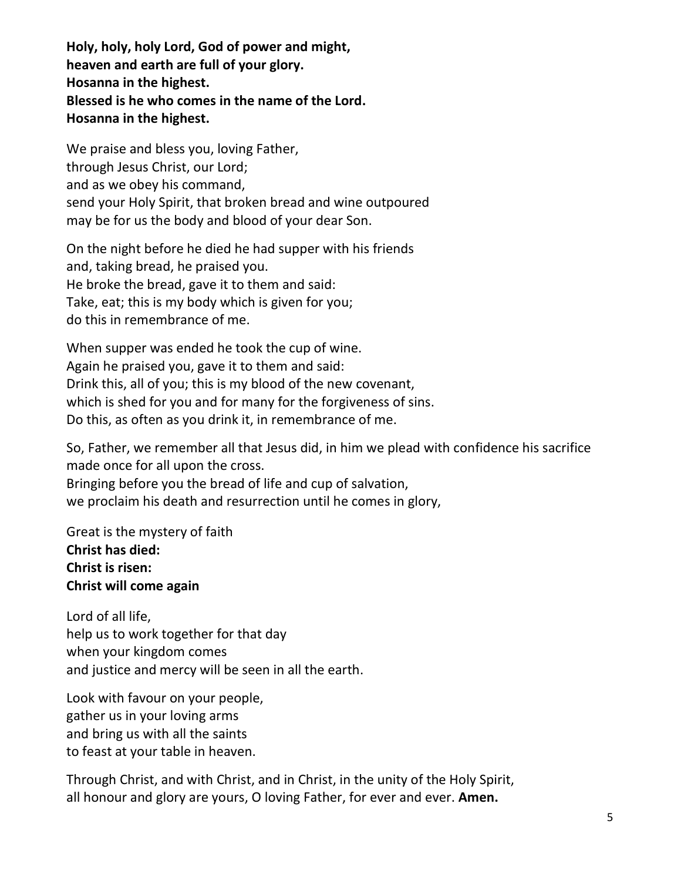**Holy, holy, holy Lord, God of power and might,**
**heaven and earth are full of your glory.**
**Hosanna in the highest.**
**Blessed is he who comes in the name of the Lord.**
**Hosanna in the highest.**

We praise and bless you, loving Father,
through Jesus Christ, our Lord;
and as we obey his command,
send your Holy Spirit, that broken bread and wine outpoured
may be for us the body and blood of your dear Son.

On the night before he died he had supper with his friends
and, taking bread, he praised you.
He broke the bread, gave it to them and said:
Take, eat; this is my body which is given for you;
do this in remembrance of me.

When supper was ended he took the cup of wine.
Again he praised you, gave it to them and said:
Drink this, all of you; this is my blood of the new covenant,
which is shed for you and for many for the forgiveness of sins.
Do this, as often as you drink it, in remembrance of me.

So, Father, we remember all that Jesus did, in him we plead with confidence his sacrifice made once for all upon the cross.
Bringing before you the bread of life and cup of salvation,
we proclaim his death and resurrection until he comes in glory,

Great is the mystery of faith
**Christ has died:**
**Christ is risen:**
**Christ will come again**

Lord of all life,
help us to work together for that day
when your kingdom comes
and justice and mercy will be seen in all the earth.

Look with favour on your people,
gather us in your loving arms
and bring us with all the saints
to feast at your table in heaven.

Through Christ, and with Christ, and in Christ, in the unity of the Holy Spirit,
all honour and glory are yours, O loving Father, for ever and ever. **Amen.**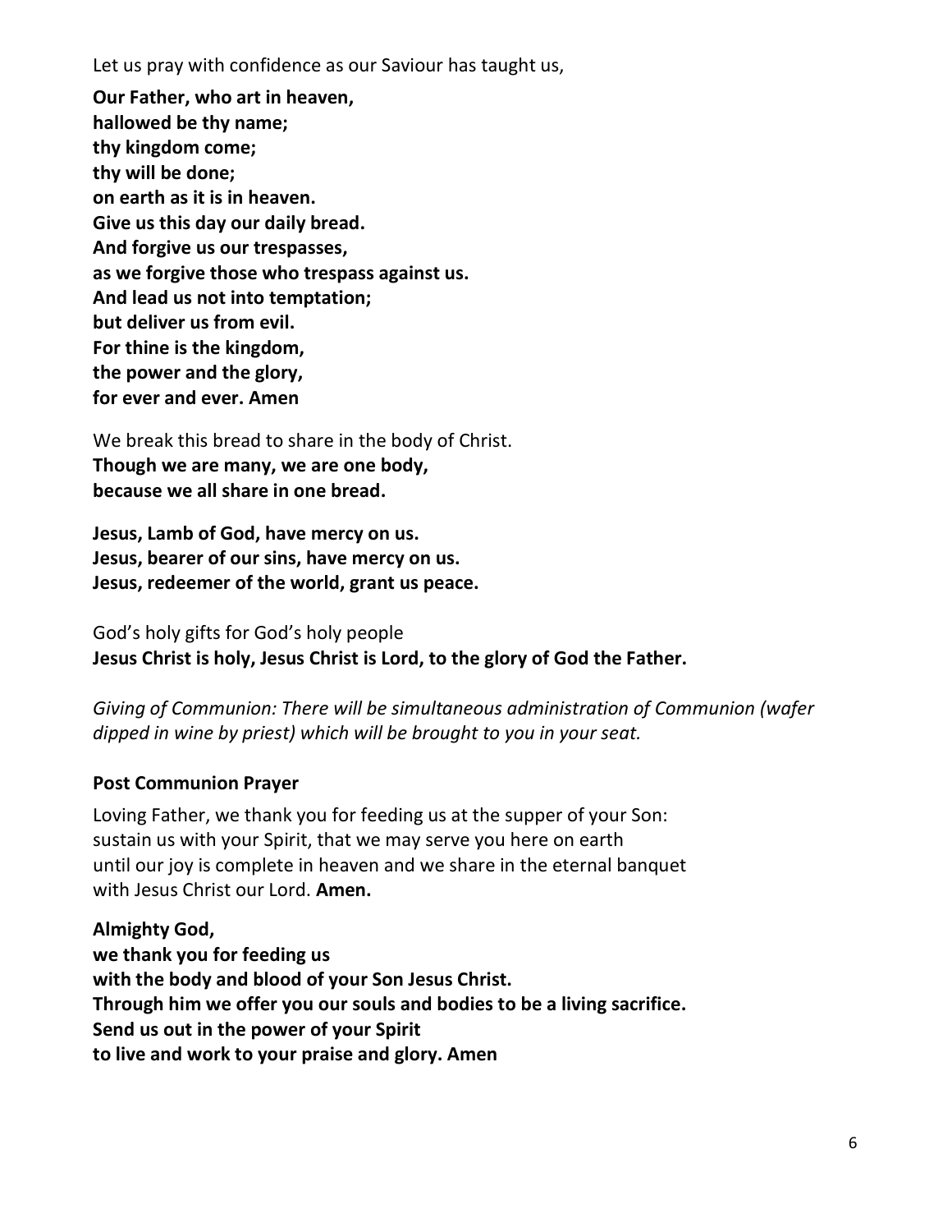Let us pray with confidence as our Saviour has taught us,

**Our Father, who art in heaven,**
**hallowed be thy name;**
**thy kingdom come;**
**thy will be done;**
**on earth as it is in heaven.**
**Give us this day our daily bread.**
**And forgive us our trespasses,**
**as we forgive those who trespass against us.**
**And lead us not into temptation;**
**but deliver us from evil.**
**For thine is the kingdom,**
**the power and the glory,**
**for ever and ever. Amen**

We break this bread to share in the body of Christ.
**Though we are many, we are one body,**
**because we all share in one bread.**

**Jesus, Lamb of God, have mercy on us.**
**Jesus, bearer of our sins, have mercy on us.**
**Jesus, redeemer of the world, grant us peace.**

God's holy gifts for God's holy people
**Jesus Christ is holy, Jesus Christ is Lord, to the glory of God the Father.**

*Giving of Communion: There will be simultaneous administration of Communion (wafer dipped in wine by priest) which will be brought to you in your seat.*

**Post Communion Prayer**

Loving Father, we thank you for feeding us at the supper of your Son:
sustain us with your Spirit, that we may serve you here on earth
until our joy is complete in heaven and we share in the eternal banquet
with Jesus Christ our Lord. **Amen.**

**Almighty God,**
**we thank you for feeding us**
**with the body and blood of your Son Jesus Christ.**
**Through him we offer you our souls and bodies to be a living sacrifice.**
**Send us out in the power of your Spirit**
**to live and work to your praise and glory. Amen**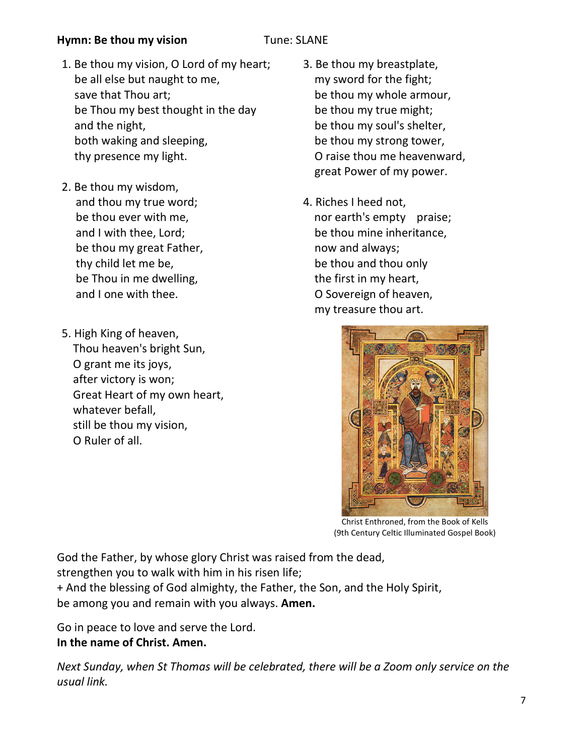**Hymn: Be thou my vision** Tune: SLANE

1. Be thou my vision, O Lord of my heart;
   be all else but naught to me,
   save that Thou art;
   be Thou my best thought in the day
   and the night,
   both waking and sleeping,
   thy presence my light.

2. Be thou my wisdom,
   and thou my true word;
   be thou ever with me,
   and I with thee, Lord;
   be thou my great Father,
   thy child let me be,
   be Thou in me dwelling,
   and I one with thee.

3. Be thou my breastplate,
   my sword for the fight;
   be thou my whole armour,
   be thou my true might;
   be thou my soul's shelter,
   be thou my strong tower,
   O raise thou me heavenward,
   great Power of my power.

4. Riches I heed not,
   nor earth's empty praise;
   be thou mine inheritance,
   now and always;
   be thou and thou only
   the first in my heart,
   O Sovereign of heaven,
   my treasure thou art.

5. High King of heaven,
   Thou heaven's bright Sun,
   O grant me its joys,
   after victory is won;
   Great Heart of my own heart,
   whatever befall,
   still be thou my vision,
   O Ruler of all.

Christ Enthroned, from the Book of Kells
(9th Century Celtic Illuminated Gospel Book)

God the Father, by whose glory Christ was raised from the dead,
strengthen you to walk with him in his risen life;
+ And the blessing of God almighty, the Father, the Son, and the Holy Spirit,
be among you and remain with you always. **Amen.**

Go in peace to love and serve the Lord.
**In the name of Christ. Amen.**

*Next Sunday, when St Thomas will be celebrated, there will be a Zoom only service on the usual link.*